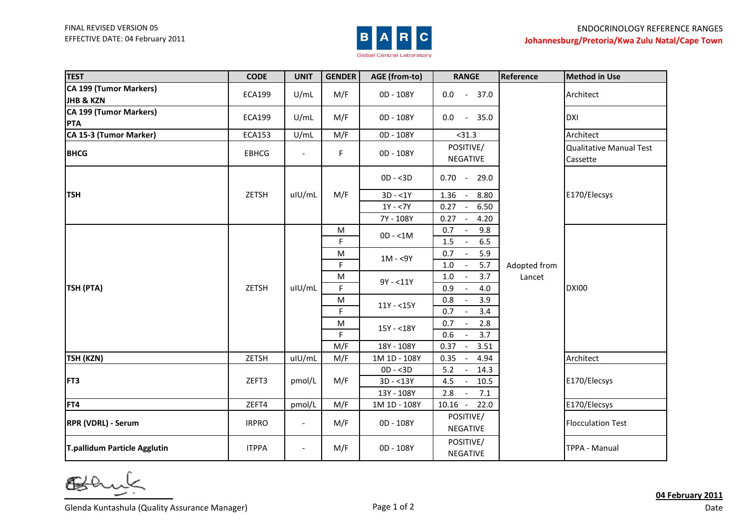FINAL REVISED VERSION 05
EFFECTIVE DATE: 04 February 2011

BARC Global Central Laboratory

ENDOCRINOLOGY REFERENCE RANGES
**Johannesburg/Pretoria/Kwa Zulu Natal/Cape Town**

| TEST | CODE | UNIT | GENDER | AGE (from-to) | RANGE | Reference | Method in Use |
|---|---|---|---|---|---|---|---|
| **CA 199 (Tumor Markers) JHB & KZN** | ECA199 | U/mL | M/F | 0D - 108Y | 0.0 - 37.0 | Adopted from Lancet | Architect |
| **CA 199 (Tumor Markers) PTA** | ECA199 | U/mL | M/F | 0D - 108Y | 0.0 - 35.0 | | DXI |
| **CA 15-3 (Tumor Marker)** | ECA153 | U/mL | M/F | 0D - 108Y | <31.3 | | Architect |
| **BHCG** | EBHCG | - | F | 0D - 108Y | POSITIVE/ NEGATIVE | | Qualitative Manual Test Cassette |
| **TSH** | ZETSH | uIU/mL | M/F | 0D - <3D | 0.70 - 29.0 | | E170/Elecsys |
| | | | | 3D - <1Y | 1.36 - 8.80 | | |
| | | | | 1Y - <7Y | 0.27 - 6.50 | | |
| | | | | 7Y - 108Y | 0.27 - 4.20 | | |
| **TSH (PTA)** | ZETSH | uIU/mL | M | 0D - <1M | 0.7 - 9.8 | | DXI00 |
| | | | F | | 1.5 - 6.5 | | |
| | | | M | 1M - <9Y | 0.7 - 5.9 | | |
| | | | F | | 1.0 - 5.7 | | |
| | | | M | 9Y - <11Y | 1.0 - 3.7 | | |
| | | | F | | 0.9 - 4.0 | | |
| | | | M | 11Y - <15Y | 0.8 - 3.9 | | |
| | | | F | | 0.7 - 3.4 | | |
| | | | M | 15Y - <18Y | 0.7 - 2.8 | | |
| | | | F | | 0.6 - 3.7 | | |
| | | | M/F | 18Y - 108Y | 0.37 - 3.51 | | |
| **TSH (KZN)** | ZETSH | uIU/mL | M/F | 1M 1D - 108Y | 0.35 - 4.94 | | Architect |
| **FT3** | ZEFT3 | pmol/L | M/F | 0D - <3D | 5.2 - 14.3 | | E170/Elecsys |
| | | | | 3D - <13Y | 4.5 - 10.5 | | |
| | | | | 13Y - 108Y | 2.8 - 7.1 | | |
| **FT4** | ZEFT4 | pmol/L | M/F | 1M 1D - 108Y | 10.16 - 22.0 | | E170/Elecsys |
| **RPR (VDRL) - Serum** | IRPRO | - | M/F | 0D - 108Y | POSITIVE/ NEGATIVE | | Flocculation Test |
| **T.pallidum Particle Agglutin** | ITPPA | - | M/F | 0D - 108Y | POSITIVE/ NEGATIVE | | TPPA - Manual |

Glenda Kuntashula (Quality Assurance Manager)

**04 February 2011**
Date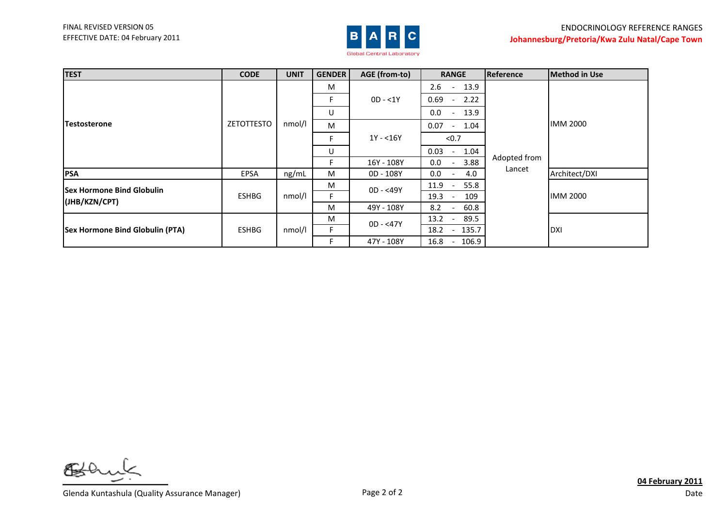FINAL REVISED VERSION 05
EFFECTIVE DATE: 04 February 2011

ENDOCRINOLOGY REFERENCE RANGES
**Johannesburg/Pretoria/Kwa Zulu Natal/Cape Town**

| TEST | CODE | UNIT | GENDER | AGE (from-to) | RANGE | Reference | Method in Use |
|---|---|---|---|---|---|---|---|
| **Testosterone** | ZETOTTESTO | nmol/l | M | 0D - <1Y | 2.6 - 13.9 | Adopted from Lancet | IMM 2000 |
| | | | F | | 0.69 - 2.22 | | |
| | | | U | | 0.0 - 13.9 | | |
| | | | M | 1Y - <16Y | 0.07 - 1.04 | | |
| | | | F | | <0.7 | | |
| | | | U | | 0.03 - 1.04 | | |
| | | | F | 16Y - 108Y | 0.0 - 3.88 | | |
| **PSA** | EPSA | ng/mL | M | 0D - 108Y | 0.0 - 4.0 | | Architect/DXI |
| **Sex Hormone Bind Globulin (JHB/KZN/CPT)** | ESHBG | nmol/l | M | 0D - <49Y | 11.9 - 55.8 | | IMM 2000 |
| | | | F | | 19.3 - 109 | | |
| | | | M | 49Y - 108Y | 8.2 - 60.8 | | |
| **Sex Hormone Bind Globulin (PTA)** | ESHBG | nmol/l | M | 0D - <47Y | 13.2 - 89.5 | | DXI |
| | | | F | | 18.2 - 135.7 | | |
| | | | F | 47Y - 108Y | 16.8 - 106.9 | | |

Glenda Kuntashula (Quality Assurance Manager)

**04 February 2011**
Date